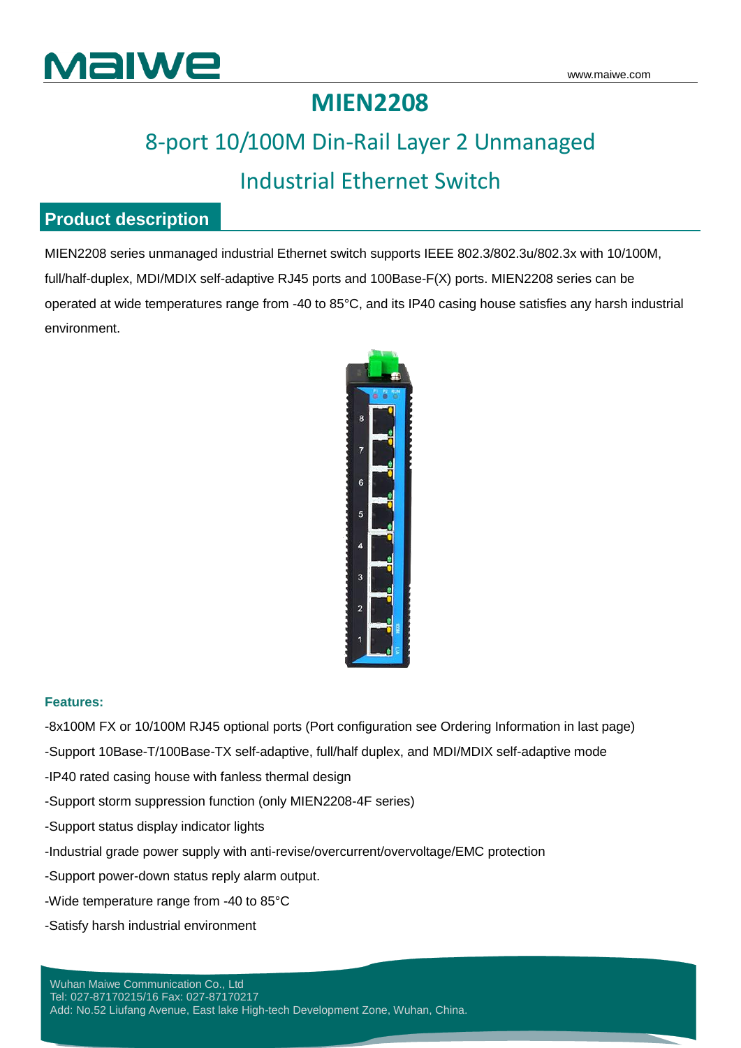# MIEN2208

## 8-port 10/100M Din-Rail Layer 2 Unmanaged Industrial Ethernet Switch

## Product description

MIEN2208 series unmanaged industrial Ethernet switch supports IEEE 802.3/802.3u/802.3x with 10/100M, full/half-duplex, MDI/MDIX self-adaptive RJ45 ports and 100Base-F(X) ports. MIEN2208 series can be operated at wide temperatures range from -40 to 85°C, and its IP40 casing house satisfies any harsh industrial environment.

**Features:**

-8x100M FX or 10/100M RJ45 optional ports (Port configuration see Ordering Information in last page)

-Support 10Base-T/100Base-TX self-adaptive, full/half duplex, and MDI/MDIX self-adaptive mode

-IP40 rated casing house with fanless thermal design

-Support storm suppression function (only MIEN2208-4F series)

-Support status display indicator lights

-Industrial grade power supply with anti-revise/overcurrent/overvoltage/EMC protection

-Support power-down status reply alarm output.

-Wide temperature range from -40 to 85°C

-Satisfy harsh industrial environment

Wuhan Maiwe Communication Co., Ltd
Tel: 027-87170215/16 Fax: 027-87170217
Add: No.52 Liufang Avenue, East lake High-tech Development Zone, Wuhan, China.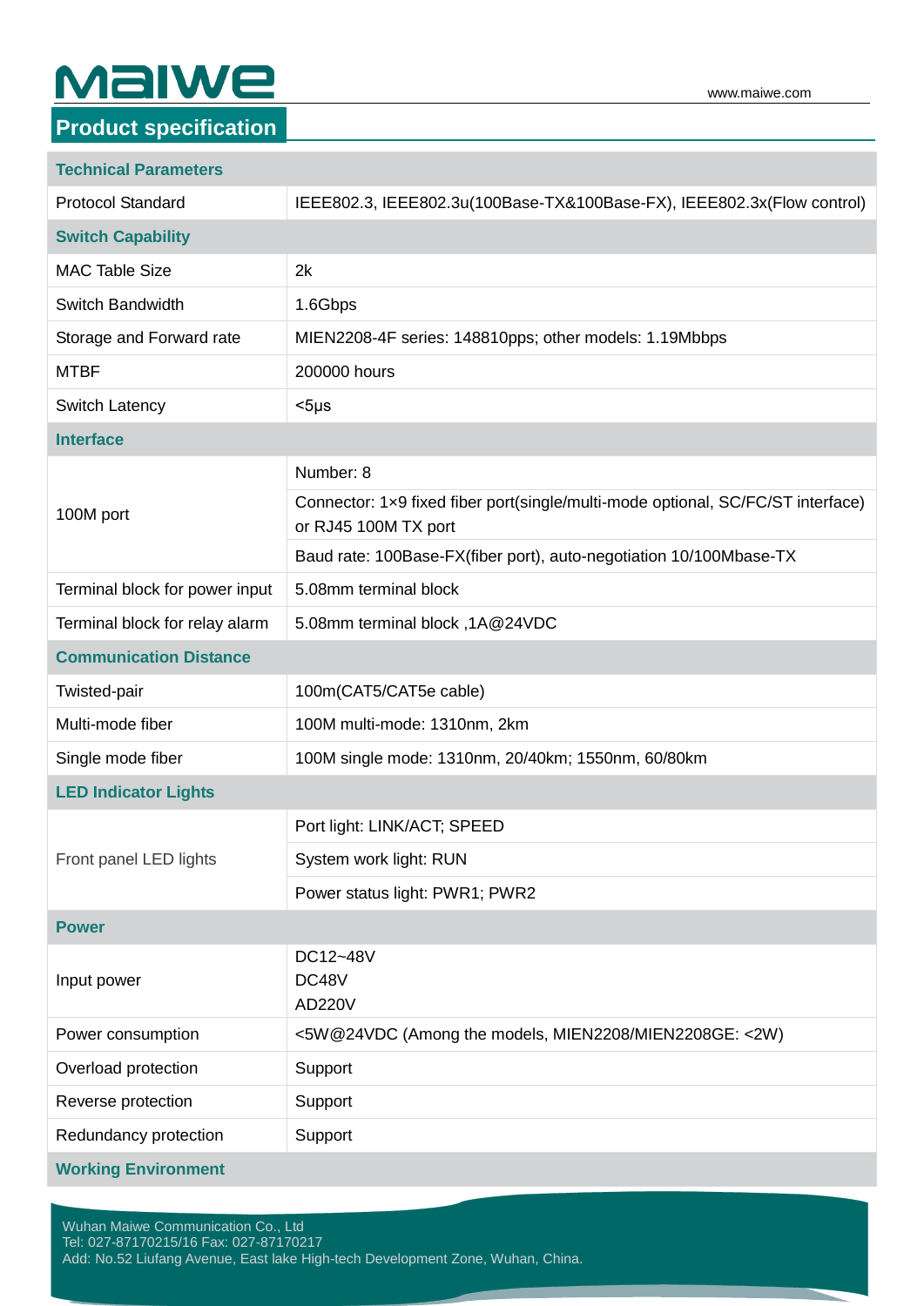## Product specification

| Technical Parameters | |
|---|---|
| Protocol Standard | IEEE802.3, IEEE802.3u(100Base-TX&100Base-FX), IEEE802.3x(Flow control) |
| **Switch Capability** | |
| MAC Table Size | 2k |
| Switch Bandwidth | 1.6Gbps |
| Storage and Forward rate | MIEN2208-4F series: 148810pps; other models: 1.19Mbbps |
| MTBF | 200000 hours |
| Switch Latency | <5μs |
| **Interface** | |
| 100M port | Number: 8 |
| | Connector: 1×9 fixed fiber port(single/multi-mode optional, SC/FC/ST interface) or RJ45 100M TX port |
| | Baud rate: 100Base-FX(fiber port), auto-negotiation 10/100Mbase-TX |
| Terminal block for power input | 5.08mm terminal block |
| Terminal block for relay alarm | 5.08mm terminal block ,1A@24VDC |
| **Communication Distance** | |
| Twisted-pair | 100m(CAT5/CAT5e cable) |
| Multi-mode fiber | 100M multi-mode: 1310nm, 2km |
| Single mode fiber | 100M single mode: 1310nm, 20/40km; 1550nm, 60/80km |
| **LED Indicator Lights** | |
| Front panel LED lights | Port light: LINK/ACT; SPEED |
| | System work light: RUN |
| | Power status light: PWR1; PWR2 |
| **Power** | |
| Input power | DC12~48V<br>DC48V<br>AD220V |
| Power consumption | <5W@24VDC (Among the models, MIEN2208/MIEN2208GE: <2W) |
| Overload protection | Support |
| Reverse protection | Support |
| Redundancy protection | Support |
| **Working Environment** | |

Wuhan Maiwe Communication Co., Ltd
Tel: 027-87170215/16 Fax: 027-87170217
Add: No.52 Liufang Avenue, East lake High-tech Development Zone, Wuhan, China.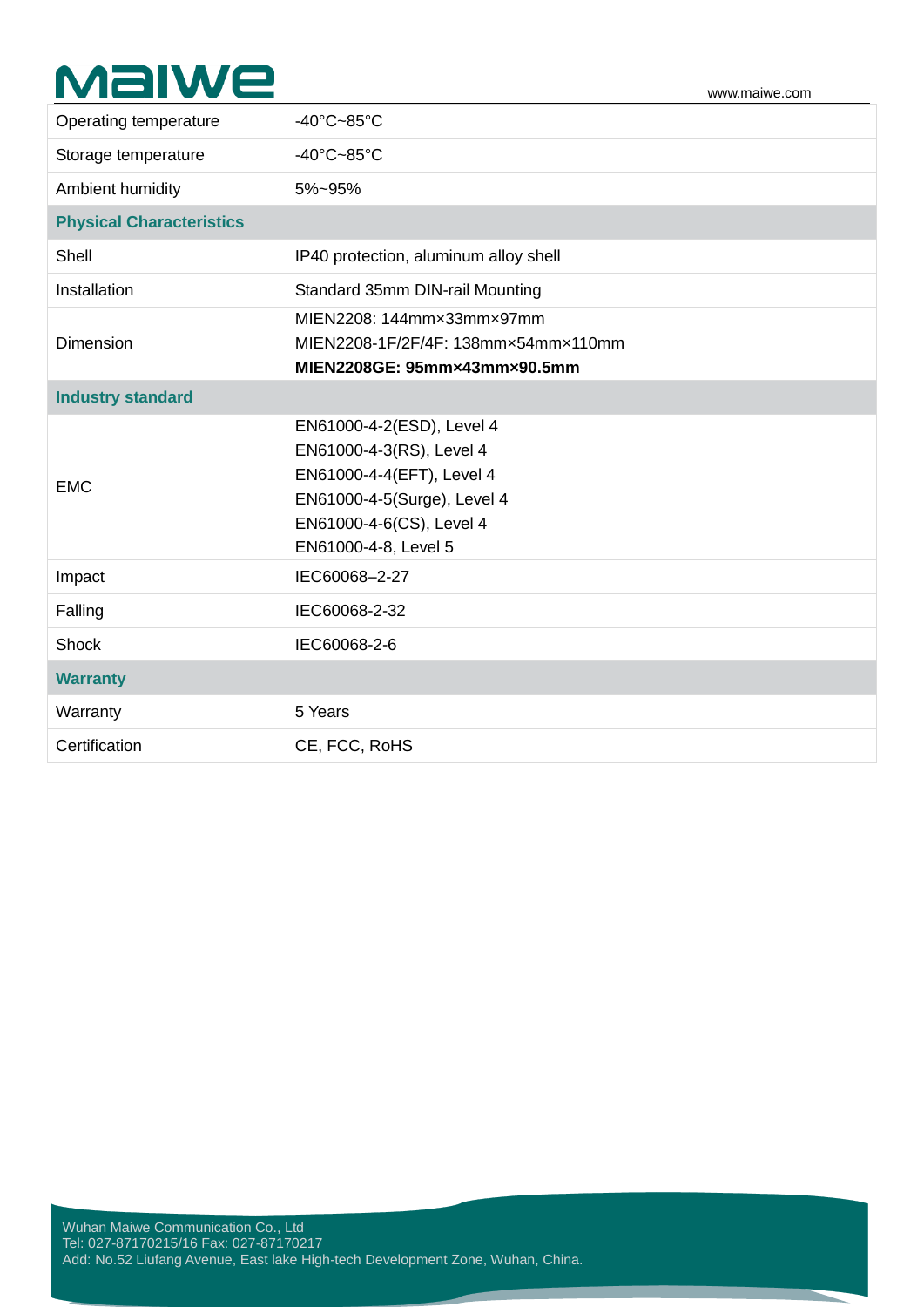| | |
|---|---|
| Operating temperature | -40°C~85°C |
| Storage temperature | -40°C~85°C |
| Ambient humidity | 5%~95% |
| **Physical Characteristics** | |
| Shell | IP40 protection, aluminum alloy shell |
| Installation | Standard 35mm DIN-rail Mounting |
| Dimension | MIEN2208: 144mm×33mm×97mm<br>MIEN2208-1F/2F/4F: 138mm×54mm×110mm<br>**MIEN2208GE: 95mm×43mm×90.5mm** |
| **Industry standard** | |
| EMC | EN61000-4-2(ESD), Level 4<br>EN61000-4-3(RS), Level 4<br>EN61000-4-4(EFT), Level 4<br>EN61000-4-5(Surge), Level 4<br>EN61000-4-6(CS), Level 4<br>EN61000-4-8, Level 5 |
| Impact | IEC60068–2-27 |
| Falling | IEC60068-2-32 |
| Shock | IEC60068-2-6 |
| **Warranty** | |
| Warranty | 5 Years |
| Certification | CE, FCC, RoHS |

Wuhan Maiwe Communication Co., Ltd
Tel: 027-87170215/16 Fax: 027-87170217
Add: No.52 Liufang Avenue, East lake High-tech Development Zone, Wuhan, China.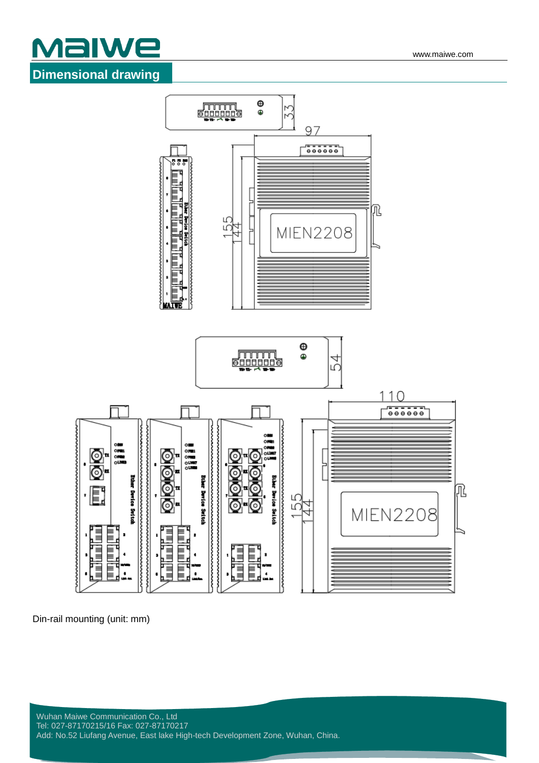## Dimensional drawing

Din-rail mounting (unit: mm)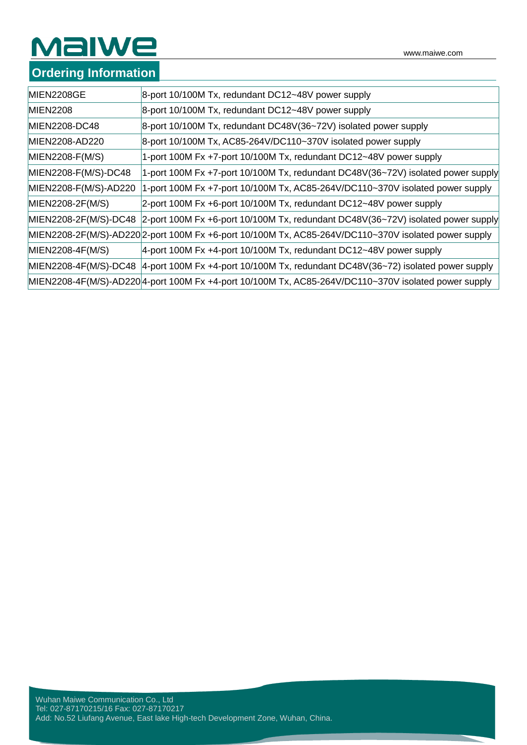## Ordering Information

| | |
|---|---|
| MIEN2208GE | 8-port 10/100M Tx, redundant DC12~48V power supply |
| MIEN2208 | 8-port 10/100M Tx, redundant DC12~48V power supply |
| MIEN2208-DC48 | 8-port 10/100M Tx, redundant DC48V(36~72V) isolated power supply |
| MIEN2208-AD220 | 8-port 10/100M Tx, AC85-264V/DC110~370V isolated power supply |
| MIEN2208-F(M/S) | 1-port 100M Fx +7-port 10/100M Tx, redundant DC12~48V power supply |
| MIEN2208-F(M/S)-DC48 | 1-port 100M Fx +7-port 10/100M Tx, redundant DC48V(36~72V) isolated power supply |
| MIEN2208-F(M/S)-AD220 | 1-port 100M Fx +7-port 10/100M Tx, AC85-264V/DC110~370V isolated power supply |
| MIEN2208-2F(M/S) | 2-port 100M Fx +6-port 10/100M Tx, redundant DC12~48V power supply |
| MIEN2208-2F(M/S)-DC48 | 2-port 100M Fx +6-port 10/100M Tx, redundant DC48V(36~72V) isolated power supply |
| MIEN2208-2F(M/S)-AD220 | 2-port 100M Fx +6-port 10/100M Tx, AC85-264V/DC110~370V isolated power supply |
| MIEN2208-4F(M/S) | 4-port 100M Fx +4-port 10/100M Tx, redundant DC12~48V power supply |
| MIEN2208-4F(M/S)-DC48 | 4-port 100M Fx +4-port 10/100M Tx, redundant DC48V(36~72) isolated power supply |
| MIEN2208-4F(M/S)-AD220 | 4-port 100M Fx +4-port 10/100M Tx, AC85-264V/DC110~370V isolated power supply |